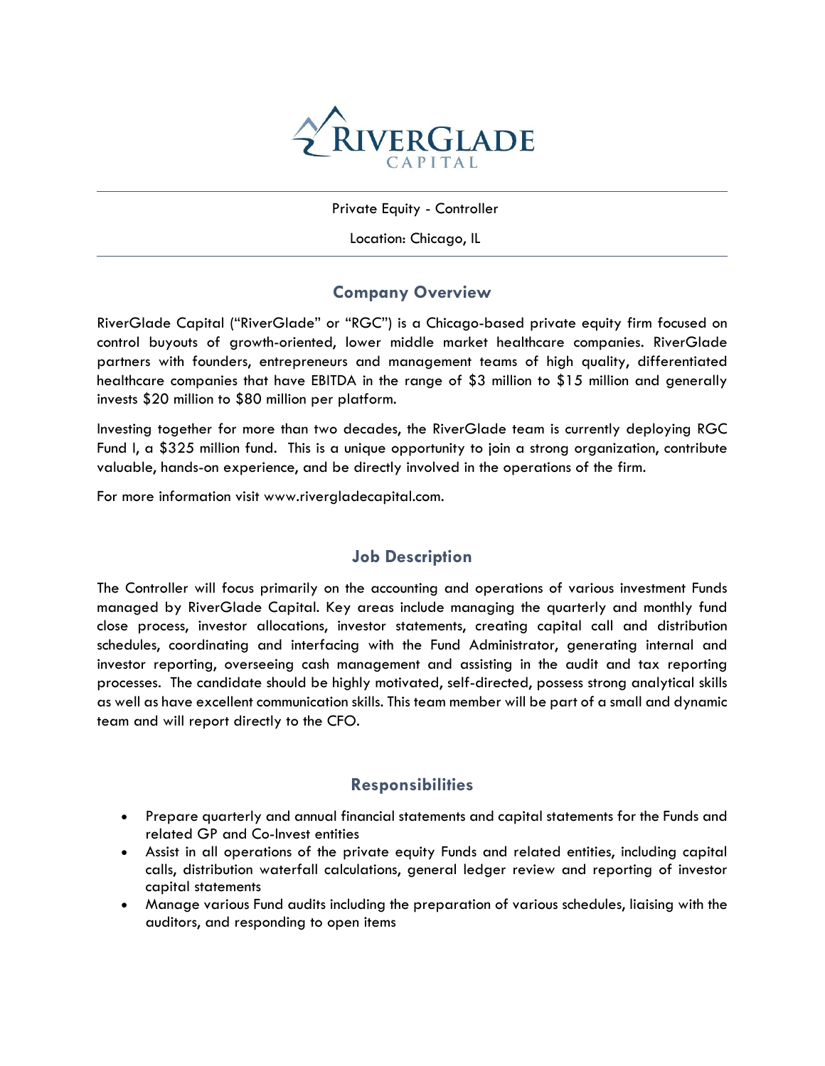# RiverGlade Capital

Private Equity - Controller

Location: Chicago, IL

## Company Overview

RiverGlade Capital ("RiverGlade" or "RGC") is a Chicago-based private equity firm focused on control buyouts of growth-oriented, lower middle market healthcare companies. RiverGlade partners with founders, entrepreneurs and management teams of high quality, differentiated healthcare companies that have EBITDA in the range of $3 million to $15 million and generally invests $20 million to $80 million per platform.

Investing together for more than two decades, the RiverGlade team is currently deploying RGC Fund I, a $325 million fund. This is a unique opportunity to join a strong organization, contribute valuable, hands-on experience, and be directly involved in the operations of the firm.

For more information visit www.rivergladecapital.com.

## Job Description

The Controller will focus primarily on the accounting and operations of various investment Funds managed by RiverGlade Capital. Key areas include managing the quarterly and monthly fund close process, investor allocations, investor statements, creating capital call and distribution schedules, coordinating and interfacing with the Fund Administrator, generating internal and investor reporting, overseeing cash management and assisting in the audit and tax reporting processes. The candidate should be highly motivated, self-directed, possess strong analytical skills as well as have excellent communication skills. This team member will be part of a small and dynamic team and will report directly to the CFO.

## Responsibilities

- Prepare quarterly and annual financial statements and capital statements for the Funds and related GP and Co-Invest entities
- Assist in all operations of the private equity Funds and related entities, including capital calls, distribution waterfall calculations, general ledger review and reporting of investor capital statements
- Manage various Fund audits including the preparation of various schedules, liaising with the auditors, and responding to open items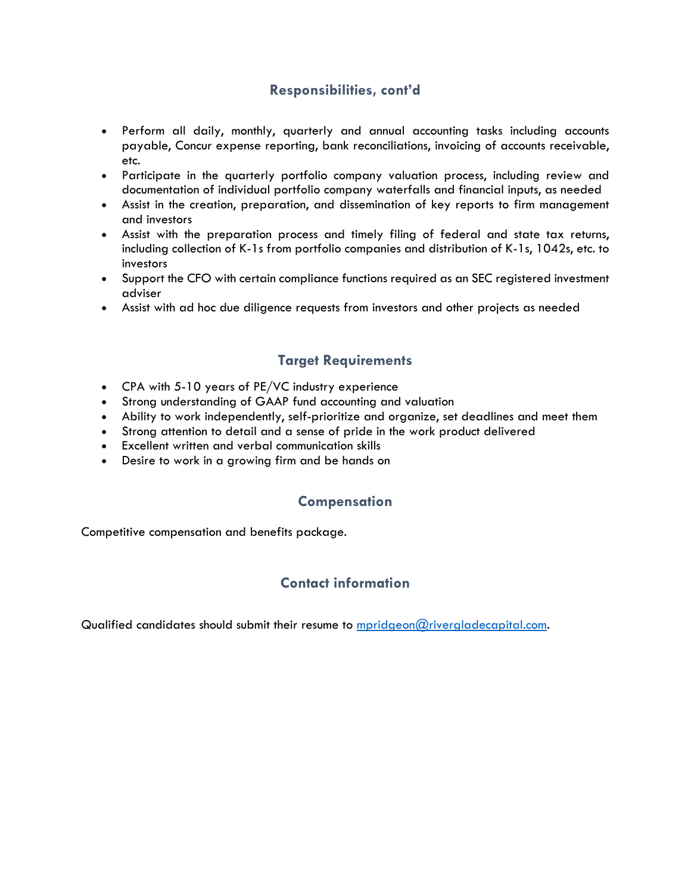## Responsibilities, cont'd

- Perform all daily, monthly, quarterly and annual accounting tasks including accounts payable, Concur expense reporting, bank reconciliations, invoicing of accounts receivable, etc.
- Participate in the quarterly portfolio company valuation process, including review and documentation of individual portfolio company waterfalls and financial inputs, as needed
- Assist in the creation, preparation, and dissemination of key reports to firm management and investors
- Assist with the preparation process and timely filing of federal and state tax returns, including collection of K-1s from portfolio companies and distribution of K-1s, 1042s, etc. to investors
- Support the CFO with certain compliance functions required as an SEC registered investment adviser
- Assist with ad hoc due diligence requests from investors and other projects as needed

## Target Requirements

- CPA with 5-10 years of PE/VC industry experience
- Strong understanding of GAAP fund accounting and valuation
- Ability to work independently, self-prioritize and organize, set deadlines and meet them
- Strong attention to detail and a sense of pride in the work product delivered
- Excellent written and verbal communication skills
- Desire to work in a growing firm and be hands on

## Compensation

Competitive compensation and benefits package.

## Contact information

Qualified candidates should submit their resume to [mpridgeon@rivergladecapital.com](mailto:mpridgeon@rivergladecapital.com).